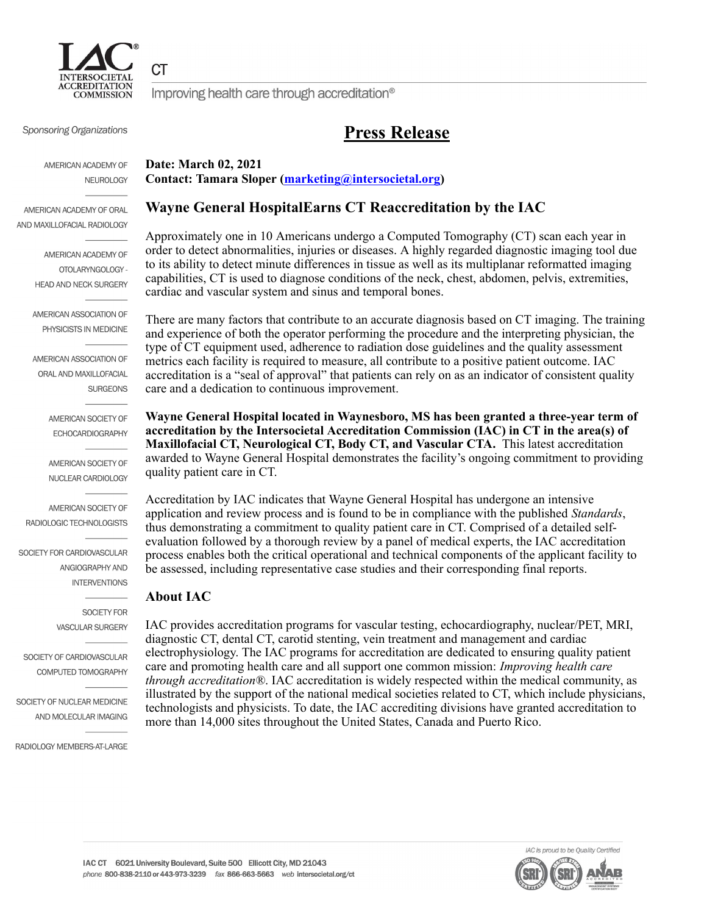IAC INTERSOCIETAL ACCREDITATION COMMISSION

CT

Improving health care through accreditation®

*Sponsoring Organizations*

AMERICAN ACADEMY OF NEUROLOGY

AMERICAN ACADEMY OF ORAL AND MAXILLOFACIAL RADIOLOGY

AMERICAN ACADEMY OF OTOLARYNGOLOGY - HEAD AND NECK SURGERY

AMERICAN ASSOCIATION OF PHYSICISTS IN MEDICINE

AMERICAN ASSOCIATION OF ORAL AND MAXILLOFACIAL SURGEONS

AMERICAN SOCIETY OF ECHOCARDIOGRAPHY

AMERICAN SOCIETY OF NUCLEAR CARDIOLOGY

AMERICAN SOCIETY OF RADIOLOGIC TECHNOLOGISTS

SOCIETY FOR CARDIOVASCULAR ANGIOGRAPHY AND INTERVENTIONS

SOCIETY FOR VASCULAR SURGERY

SOCIETY OF CARDIOVASCULAR COMPUTED TOMOGRAPHY

SOCIETY OF NUCLEAR MEDICINE AND MOLECULAR IMAGING

RADIOLOGY MEMBERS-AT-LARGE

# Press Release

**Date: March 02, 2021**
**Contact: Tamara Sloper (marketing@intersocietal.org)**

## Wayne General HospitalEarns CT Reaccreditation by the IAC

Approximately one in 10 Americans undergo a Computed Tomography (CT) scan each year in order to detect abnormalities, injuries or diseases. A highly regarded diagnostic imaging tool due to its ability to detect minute differences in tissue as well as its multiplanar reformatted imaging capabilities, CT is used to diagnose conditions of the neck, chest, abdomen, pelvis, extremities, cardiac and vascular system and sinus and temporal bones.

There are many factors that contribute to an accurate diagnosis based on CT imaging. The training and experience of both the operator performing the procedure and the interpreting physician, the type of CT equipment used, adherence to radiation dose guidelines and the quality assessment metrics each facility is required to measure, all contribute to a positive patient outcome. IAC accreditation is a "seal of approval" that patients can rely on as an indicator of consistent quality care and a dedication to continuous improvement.

**Wayne General Hospital located in Waynesboro, MS has been granted a three-year term of accreditation by the Intersocietal Accreditation Commission (IAC) in CT in the area(s) of Maxillofacial CT, Neurological CT, Body CT, and Vascular CTA.** This latest accreditation awarded to Wayne General Hospital demonstrates the facility's ongoing commitment to providing quality patient care in CT.

Accreditation by IAC indicates that Wayne General Hospital has undergone an intensive application and review process and is found to be in compliance with the published *Standards*, thus demonstrating a commitment to quality patient care in CT. Comprised of a detailed self-evaluation followed by a thorough review by a panel of medical experts, the IAC accreditation process enables both the critical operational and technical components of the applicant facility to be assessed, including representative case studies and their corresponding final reports.

## About IAC

IAC provides accreditation programs for vascular testing, echocardiography, nuclear/PET, MRI, diagnostic CT, dental CT, carotid stenting, vein treatment and management and cardiac electrophysiology. The IAC programs for accreditation are dedicated to ensuring quality patient care and promoting health care and all support one common mission: *Improving health care through accreditation*®. IAC accreditation is widely respected within the medical community, as illustrated by the support of the national medical societies related to CT, which include physicians, technologists and physicists. To date, the IAC accrediting divisions have granted accreditation to more than 14,000 sites throughout the United States, Canada and Puerto Rico.

IAC CT 6021 University Boulevard, Suite 500 Ellicott City, MD 21043
*phone* 800-838-2110 or 443-973-3239 *fax* 866-663-5663 *web* intersocietal.org/ct

*IAC is proud to be Quality Certified*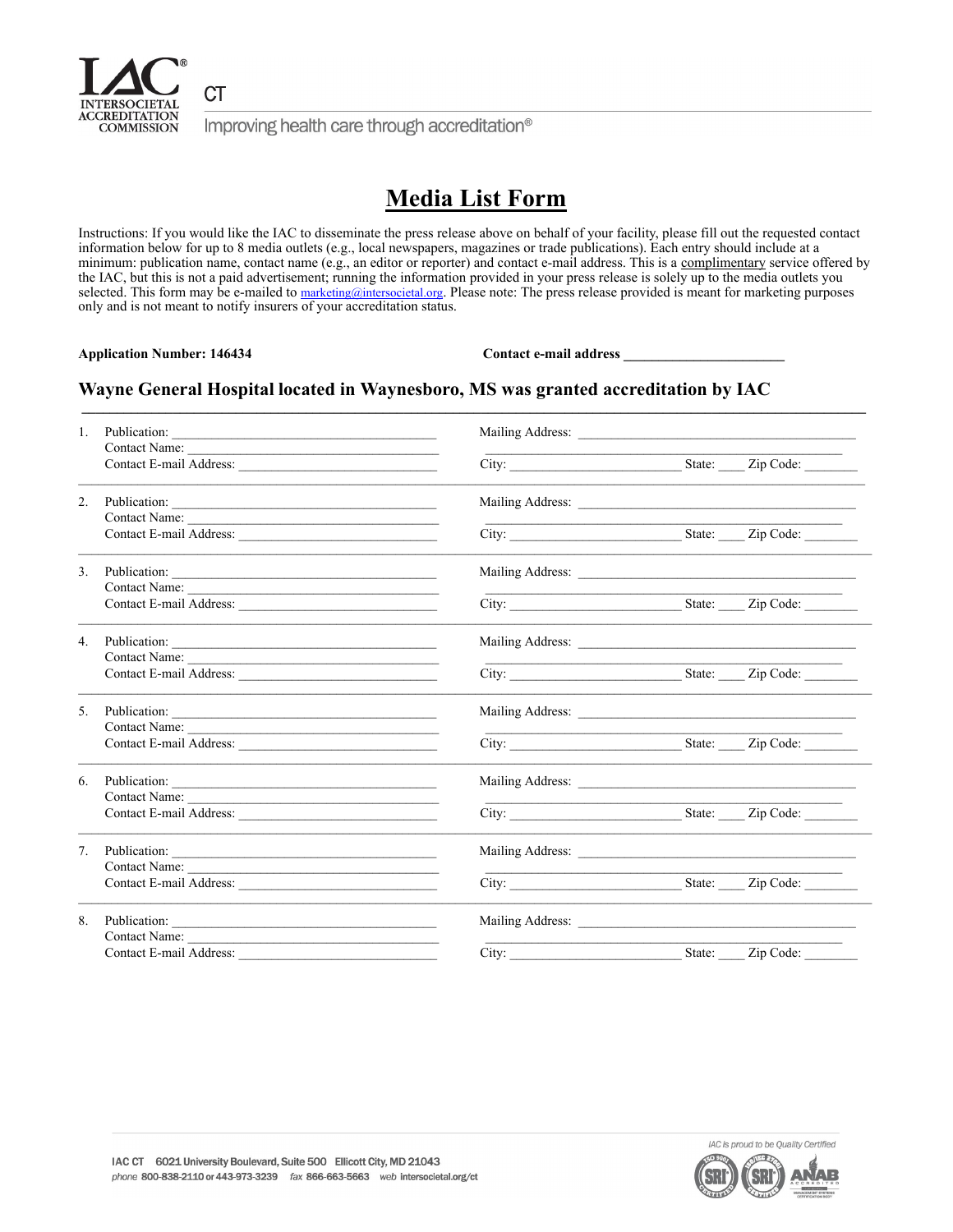IAC INTERSOCIETAL ACCREDITATION COMMISSION®

CT

Improving health care through accreditation®

# Media List Form

Instructions: If you would like the IAC to disseminate the press release above on behalf of your facility, please fill out the requested contact information below for up to 8 media outlets (e.g., local newspapers, magazines or trade publications). Each entry should include at a minimum: publication name, contact name (e.g., an editor or reporter) and contact e-mail address. This is a complimentary service offered by the IAC, but this is not a paid advertisement; running the information provided in your press release is solely up to the media outlets you selected. This form may be e-mailed to marketing@intersocietal.org. Please note: The press release provided is meant for marketing purposes only and is not meant to notify insurers of your accreditation status.

**Application Number: 146434** **Contact e-mail address \_\_\_\_\_\_\_\_\_\_\_\_\_\_\_\_\_\_\_\_\_\_**

### Wayne General Hospital located in Waynesboro, MS was granted accreditation by IAC

1. Publication: \_\_\_\_\_\_\_\_\_\_\_\_\_\_\_\_\_\_\_\_\_\_\_\_\_\_\_\_\_\_\_\_ Mailing Address: \_\_\_\_\_\_\_\_\_\_\_\_\_\_\_\_\_\_\_\_\_\_\_\_\_\_\_\_\_\_\_\_\_\_\_\_\_\_\_\_
   Contact Name: \_\_\_\_\_\_\_\_\_\_\_\_\_\_\_\_\_\_\_\_\_\_\_\_\_\_\_\_\_\_\_\_ \_\_\_\_\_\_\_\_\_\_\_\_\_\_\_\_\_\_\_\_\_\_\_\_\_\_\_\_\_\_\_\_\_\_\_\_\_\_\_\_\_\_\_\_\_\_\_\_\_\_\_\_\_
   Contact E-mail Address: \_\_\_\_\_\_\_\_\_\_\_\_\_\_\_\_\_\_\_\_\_\_\_\_\_\_\_\_\_\_\_\_ City: \_\_\_\_\_\_\_\_\_\_\_\_\_\_\_\_\_\_\_\_\_\_\_\_\_\_\_ State: \_\_\_\_ Zip Code: \_\_\_\_\_\_\_\_

2. Publication: \_\_\_\_\_\_\_\_\_\_\_\_\_\_\_\_\_\_\_\_\_\_\_\_\_\_\_\_\_\_\_\_ Mailing Address: \_\_\_\_\_\_\_\_\_\_\_\_\_\_\_\_\_\_\_\_\_\_\_\_\_\_\_\_\_\_\_\_\_\_\_\_\_\_\_\_
   Contact Name: \_\_\_\_\_\_\_\_\_\_\_\_\_\_\_\_\_\_\_\_\_\_\_\_\_\_\_\_\_\_\_\_ \_\_\_\_\_\_\_\_\_\_\_\_\_\_\_\_\_\_\_\_\_\_\_\_\_\_\_\_\_\_\_\_\_\_\_\_\_\_\_\_\_\_\_\_\_\_\_\_\_\_\_\_\_
   Contact E-mail Address: \_\_\_\_\_\_\_\_\_\_\_\_\_\_\_\_\_\_\_\_\_\_\_\_\_\_\_\_\_\_\_\_ City: \_\_\_\_\_\_\_\_\_\_\_\_\_\_\_\_\_\_\_\_\_\_\_\_\_\_\_ State: \_\_\_\_ Zip Code: \_\_\_\_\_\_\_\_

3. Publication: \_\_\_\_\_\_\_\_\_\_\_\_\_\_\_\_\_\_\_\_\_\_\_\_\_\_\_\_\_\_\_\_ Mailing Address: \_\_\_\_\_\_\_\_\_\_\_\_\_\_\_\_\_\_\_\_\_\_\_\_\_\_\_\_\_\_\_\_\_\_\_\_\_\_\_\_
   Contact Name: \_\_\_\_\_\_\_\_\_\_\_\_\_\_\_\_\_\_\_\_\_\_\_\_\_\_\_\_\_\_\_\_ \_\_\_\_\_\_\_\_\_\_\_\_\_\_\_\_\_\_\_\_\_\_\_\_\_\_\_\_\_\_\_\_\_\_\_\_\_\_\_\_\_\_\_\_\_\_\_\_\_\_\_\_\_
   Contact E-mail Address: \_\_\_\_\_\_\_\_\_\_\_\_\_\_\_\_\_\_\_\_\_\_\_\_\_\_\_\_\_\_\_\_ City: \_\_\_\_\_\_\_\_\_\_\_\_\_\_\_\_\_\_\_\_\_\_\_\_\_\_\_ State: \_\_\_\_ Zip Code: \_\_\_\_\_\_\_\_

4. Publication: \_\_\_\_\_\_\_\_\_\_\_\_\_\_\_\_\_\_\_\_\_\_\_\_\_\_\_\_\_\_\_\_ Mailing Address: \_\_\_\_\_\_\_\_\_\_\_\_\_\_\_\_\_\_\_\_\_\_\_\_\_\_\_\_\_\_\_\_\_\_\_\_\_\_\_\_
   Contact Name: \_\_\_\_\_\_\_\_\_\_\_\_\_\_\_\_\_\_\_\_\_\_\_\_\_\_\_\_\_\_\_\_ \_\_\_\_\_\_\_\_\_\_\_\_\_\_\_\_\_\_\_\_\_\_\_\_\_\_\_\_\_\_\_\_\_\_\_\_\_\_\_\_\_\_\_\_\_\_\_\_\_\_\_\_\_
   Contact E-mail Address: \_\_\_\_\_\_\_\_\_\_\_\_\_\_\_\_\_\_\_\_\_\_\_\_\_\_\_\_\_\_\_\_ City: \_\_\_\_\_\_\_\_\_\_\_\_\_\_\_\_\_\_\_\_\_\_\_\_\_\_\_ State: \_\_\_\_ Zip Code: \_\_\_\_\_\_\_\_

5. Publication: \_\_\_\_\_\_\_\_\_\_\_\_\_\_\_\_\_\_\_\_\_\_\_\_\_\_\_\_\_\_\_\_ Mailing Address: \_\_\_\_\_\_\_\_\_\_\_\_\_\_\_\_\_\_\_\_\_\_\_\_\_\_\_\_\_\_\_\_\_\_\_\_\_\_\_\_
   Contact Name: \_\_\_\_\_\_\_\_\_\_\_\_\_\_\_\_\_\_\_\_\_\_\_\_\_\_\_\_\_\_\_\_ \_\_\_\_\_\_\_\_\_\_\_\_\_\_\_\_\_\_\_\_\_\_\_\_\_\_\_\_\_\_\_\_\_\_\_\_\_\_\_\_\_\_\_\_\_\_\_\_\_\_\_\_\_
   Contact E-mail Address: \_\_\_\_\_\_\_\_\_\_\_\_\_\_\_\_\_\_\_\_\_\_\_\_\_\_\_\_\_\_\_\_ City: \_\_\_\_\_\_\_\_\_\_\_\_\_\_\_\_\_\_\_\_\_\_\_\_\_\_\_ State: \_\_\_\_ Zip Code: \_\_\_\_\_\_\_\_

6. Publication: \_\_\_\_\_\_\_\_\_\_\_\_\_\_\_\_\_\_\_\_\_\_\_\_\_\_\_\_\_\_\_\_ Mailing Address: \_\_\_\_\_\_\_\_\_\_\_\_\_\_\_\_\_\_\_\_\_\_\_\_\_\_\_\_\_\_\_\_\_\_\_\_\_\_\_\_
   Contact Name: \_\_\_\_\_\_\_\_\_\_\_\_\_\_\_\_\_\_\_\_\_\_\_\_\_\_\_\_\_\_\_\_ \_\_\_\_\_\_\_\_\_\_\_\_\_\_\_\_\_\_\_\_\_\_\_\_\_\_\_\_\_\_\_\_\_\_\_\_\_\_\_\_\_\_\_\_\_\_\_\_\_\_\_\_\_
   Contact E-mail Address: \_\_\_\_\_\_\_\_\_\_\_\_\_\_\_\_\_\_\_\_\_\_\_\_\_\_\_\_\_\_\_\_ City: \_\_\_\_\_\_\_\_\_\_\_\_\_\_\_\_\_\_\_\_\_\_\_\_\_\_\_ State: \_\_\_\_ Zip Code: \_\_\_\_\_\_\_\_

7. Publication: \_\_\_\_\_\_\_\_\_\_\_\_\_\_\_\_\_\_\_\_\_\_\_\_\_\_\_\_\_\_\_\_ Mailing Address: \_\_\_\_\_\_\_\_\_\_\_\_\_\_\_\_\_\_\_\_\_\_\_\_\_\_\_\_\_\_\_\_\_\_\_\_\_\_\_\_
   Contact Name: \_\_\_\_\_\_\_\_\_\_\_\_\_\_\_\_\_\_\_\_\_\_\_\_\_\_\_\_\_\_\_\_ \_\_\_\_\_\_\_\_\_\_\_\_\_\_\_\_\_\_\_\_\_\_\_\_\_\_\_\_\_\_\_\_\_\_\_\_\_\_\_\_\_\_\_\_\_\_\_\_\_\_\_\_\_
   Contact E-mail Address: \_\_\_\_\_\_\_\_\_\_\_\_\_\_\_\_\_\_\_\_\_\_\_\_\_\_\_\_\_\_\_\_ City: \_\_\_\_\_\_\_\_\_\_\_\_\_\_\_\_\_\_\_\_\_\_\_\_\_\_\_ State: \_\_\_\_ Zip Code: \_\_\_\_\_\_\_\_

8. Publication: \_\_\_\_\_\_\_\_\_\_\_\_\_\_\_\_\_\_\_\_\_\_\_\_\_\_\_\_\_\_\_\_ Mailing Address: \_\_\_\_\_\_\_\_\_\_\_\_\_\_\_\_\_\_\_\_\_\_\_\_\_\_\_\_\_\_\_\_\_\_\_\_\_\_\_\_
   Contact Name: \_\_\_\_\_\_\_\_\_\_\_\_\_\_\_\_\_\_\_\_\_\_\_\_\_\_\_\_\_\_\_\_ \_\_\_\_\_\_\_\_\_\_\_\_\_\_\_\_\_\_\_\_\_\_\_\_\_\_\_\_\_\_\_\_\_\_\_\_\_\_\_\_\_\_\_\_\_\_\_\_\_\_\_\_\_
   Contact E-mail Address: \_\_\_\_\_\_\_\_\_\_\_\_\_\_\_\_\_\_\_\_\_\_\_\_\_\_\_\_\_\_\_\_ City: \_\_\_\_\_\_\_\_\_\_\_\_\_\_\_\_\_\_\_\_\_\_\_\_\_\_\_ State: \_\_\_\_ Zip Code: \_\_\_\_\_\_\_\_

IAC CT 6021 University Boulevard, Suite 500 Ellicott City, MD 21043
phone 800-838-2110 or 443-973-3239 fax 866-663-5663 web intersocietal.org/ct

IAC is proud to be Quality Certified